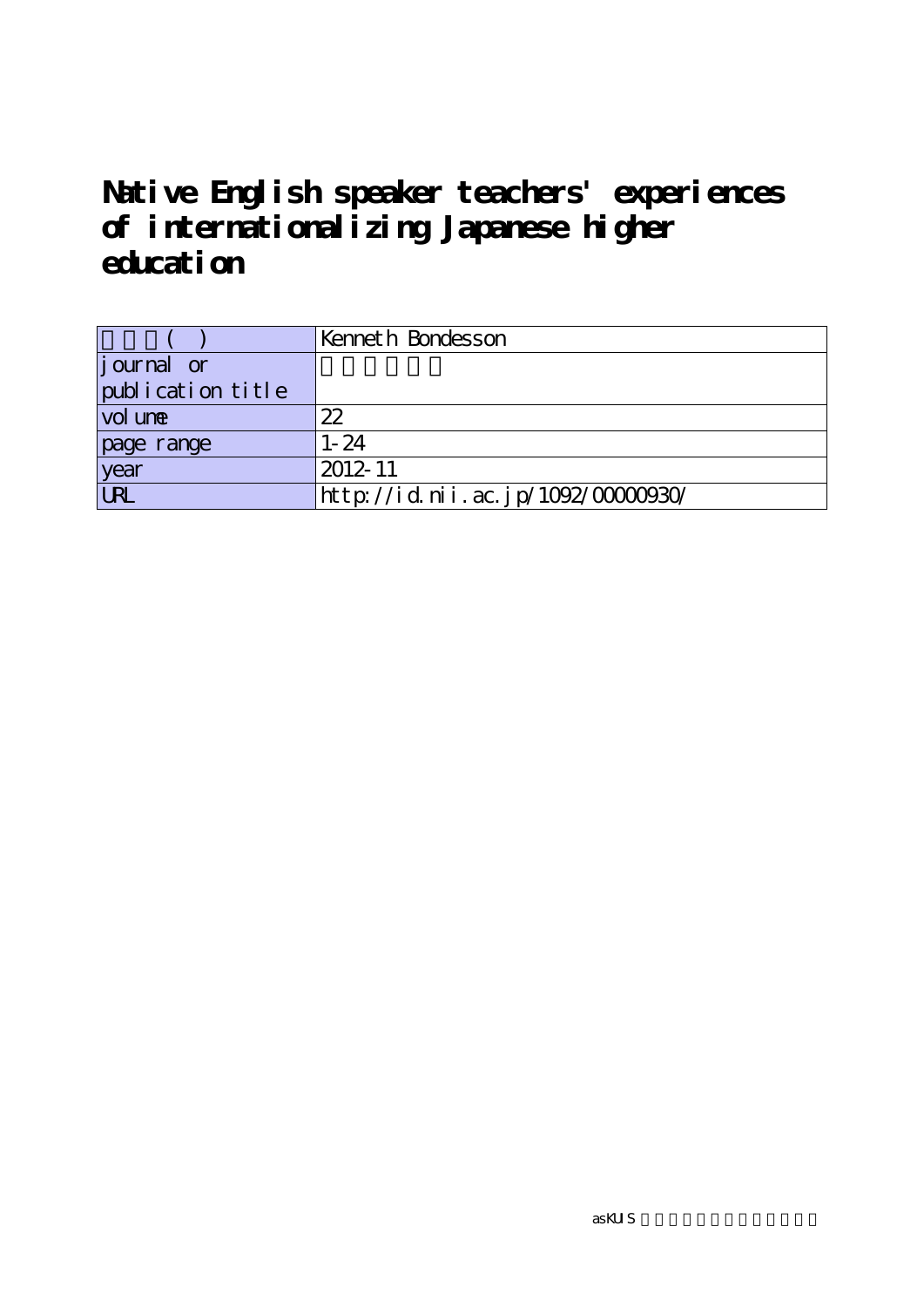# Native English speaker teachers' experiences of internationalizing Japanese higher education

| 著者名( ) | Kenneth Bondesson |
| --- | --- |
| journal or publication title | |
| volume | 22 |
| page range | 1-24 |
| year | 2012-11 |
| URL | http://id.nii.ac.jp/1092/00000930/ |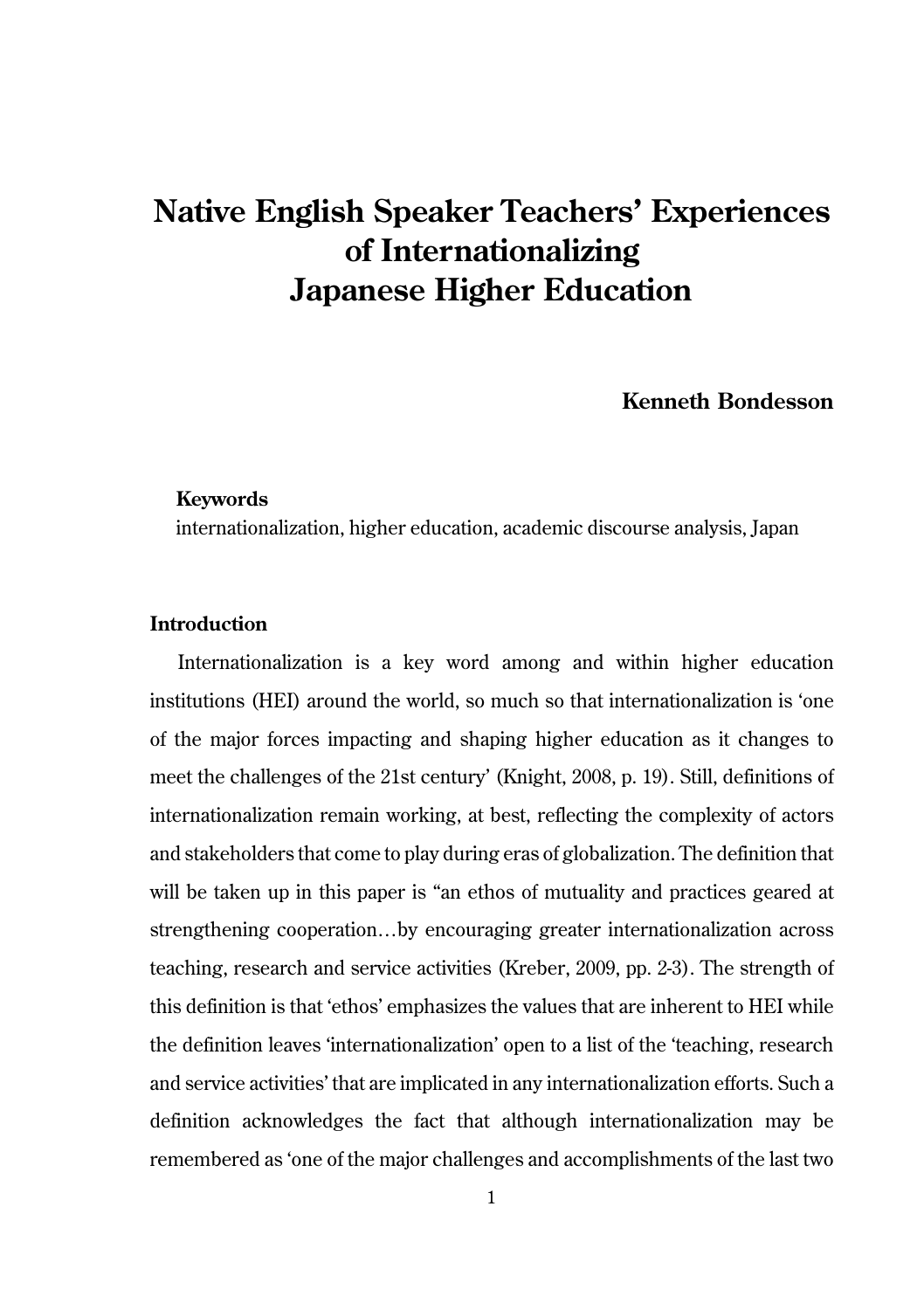# Native English Speaker Teachers' Experiences of Internationalizing Japanese Higher Education

**Kenneth Bondesson**

**Keywords**

internationalization, higher education, academic discourse analysis, Japan

## Introduction

Internationalization is a key word among and within higher education institutions (HEI) around the world, so much so that internationalization is 'one of the major forces impacting and shaping higher education as it changes to meet the challenges of the 21st century' (Knight, 2008, p. 19). Still, definitions of internationalization remain working, at best, reflecting the complexity of actors and stakeholders that come to play during eras of globalization. The definition that will be taken up in this paper is "an ethos of mutuality and practices geared at strengthening cooperation…by encouraging greater internationalization across teaching, research and service activities (Kreber, 2009, pp. 2-3). The strength of this definition is that 'ethos' emphasizes the values that are inherent to HEI while the definition leaves 'internationalization' open to a list of the 'teaching, research and service activities' that are implicated in any internationalization efforts. Such a definition acknowledges the fact that although internationalization may be remembered as 'one of the major challenges and accomplishments of the last two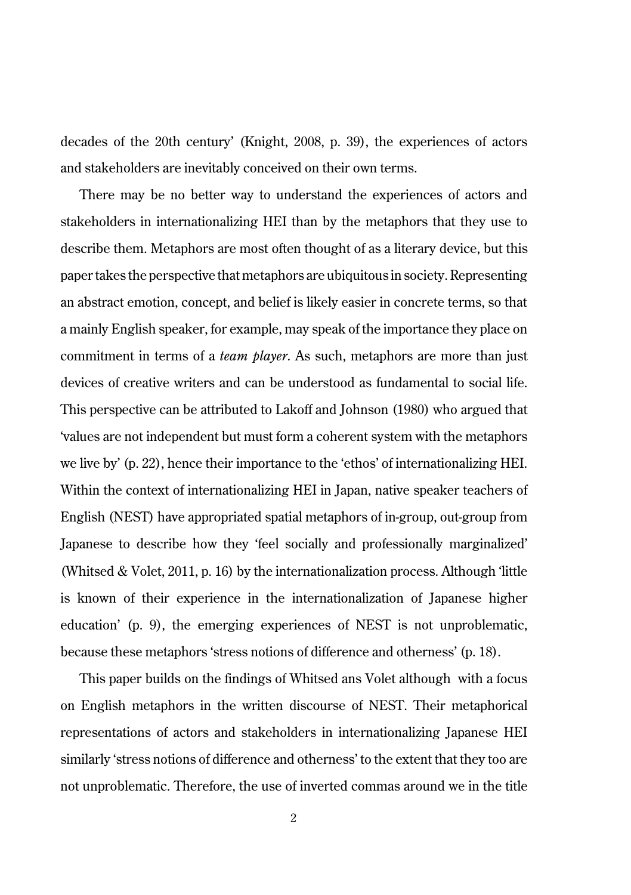decades of the 20th century' (Knight, 2008, p. 39), the experiences of actors and stakeholders are inevitably conceived on their own terms.

There may be no better way to understand the experiences of actors and stakeholders in internationalizing HEI than by the metaphors that they use to describe them. Metaphors are most often thought of as a literary device, but this paper takes the perspective that metaphors are ubiquitous in society. Representing an abstract emotion, concept, and belief is likely easier in concrete terms, so that a mainly English speaker, for example, may speak of the importance they place on commitment in terms of a *team player*. As such, metaphors are more than just devices of creative writers and can be understood as fundamental to social life. This perspective can be attributed to Lakoff and Johnson (1980) who argued that 'values are not independent but must form a coherent system with the metaphors we live by' (p. 22), hence their importance to the 'ethos' of internationalizing HEI. Within the context of internationalizing HEI in Japan, native speaker teachers of English (NEST) have appropriated spatial metaphors of in-group, out-group from Japanese to describe how they 'feel socially and professionally marginalized' (Whitsed & Volet, 2011, p. 16) by the internationalization process. Although 'little is known of their experience in the internationalization of Japanese higher education' (p. 9), the emerging experiences of NEST is not unproblematic, because these metaphors 'stress notions of difference and otherness' (p. 18).

This paper builds on the findings of Whitsed ans Volet although with a focus on English metaphors in the written discourse of NEST. Their metaphorical representations of actors and stakeholders in internationalizing Japanese HEI similarly 'stress notions of difference and otherness' to the extent that they too are not unproblematic. Therefore, the use of inverted commas around we in the title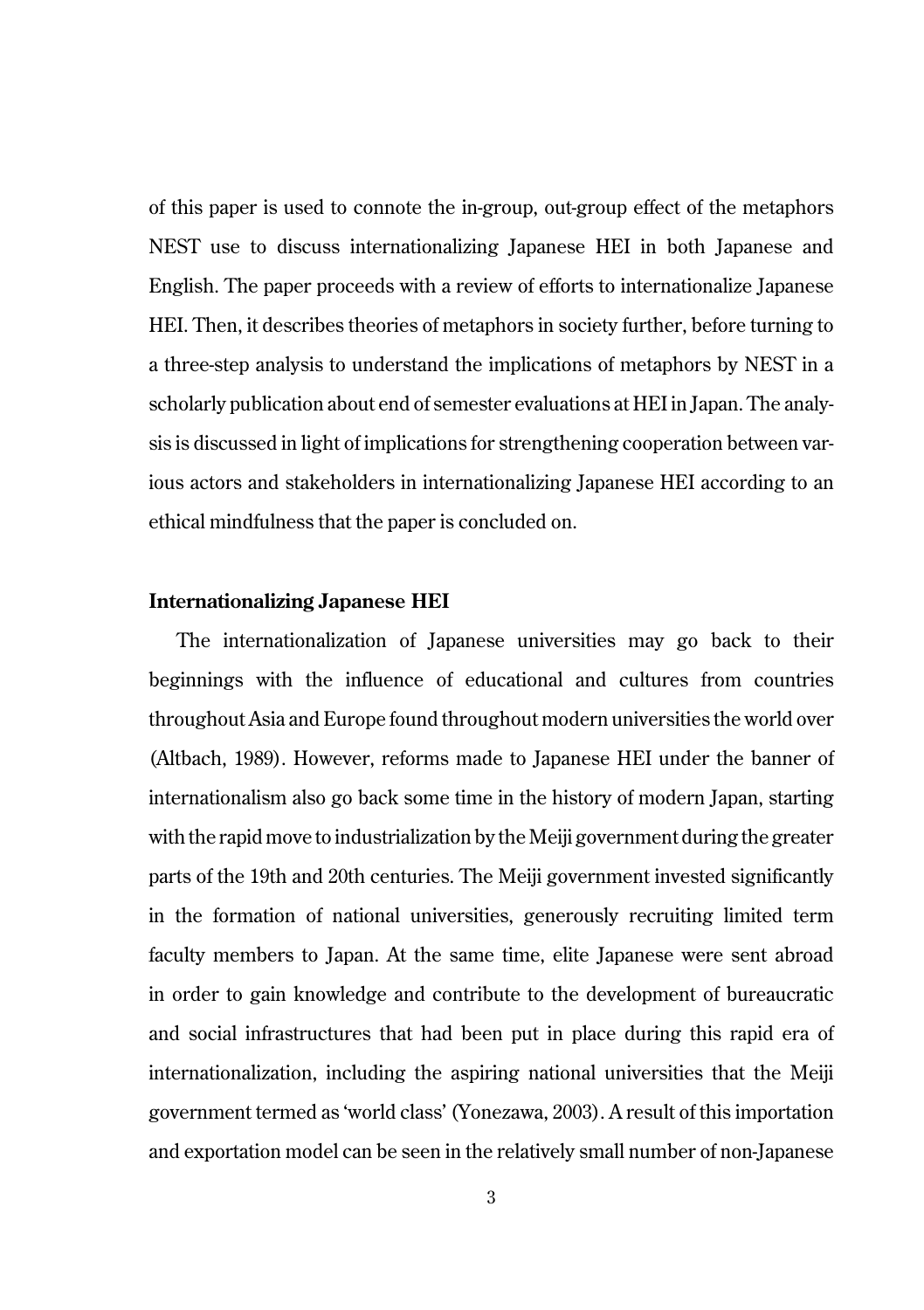of this paper is used to connote the in-group, out-group effect of the metaphors NEST use to discuss internationalizing Japanese HEI in both Japanese and English. The paper proceeds with a review of efforts to internationalize Japanese HEI. Then, it describes theories of metaphors in society further, before turning to a three-step analysis to understand the implications of metaphors by NEST in a scholarly publication about end of semester evaluations at HEI in Japan. The analysis is discussed in light of implications for strengthening cooperation between various actors and stakeholders in internationalizing Japanese HEI according to an ethical mindfulness that the paper is concluded on.

## Internationalizing Japanese HEI

The internationalization of Japanese universities may go back to their beginnings with the influence of educational and cultures from countries throughout Asia and Europe found throughout modern universities the world over (Altbach, 1989). However, reforms made to Japanese HEI under the banner of internationalism also go back some time in the history of modern Japan, starting with the rapid move to industrialization by the Meiji government during the greater parts of the 19th and 20th centuries. The Meiji government invested significantly in the formation of national universities, generously recruiting limited term faculty members to Japan. At the same time, elite Japanese were sent abroad in order to gain knowledge and contribute to the development of bureaucratic and social infrastructures that had been put in place during this rapid era of internationalization, including the aspiring national universities that the Meiji government termed as 'world class' (Yonezawa, 2003). A result of this importation and exportation model can be seen in the relatively small number of non-Japanese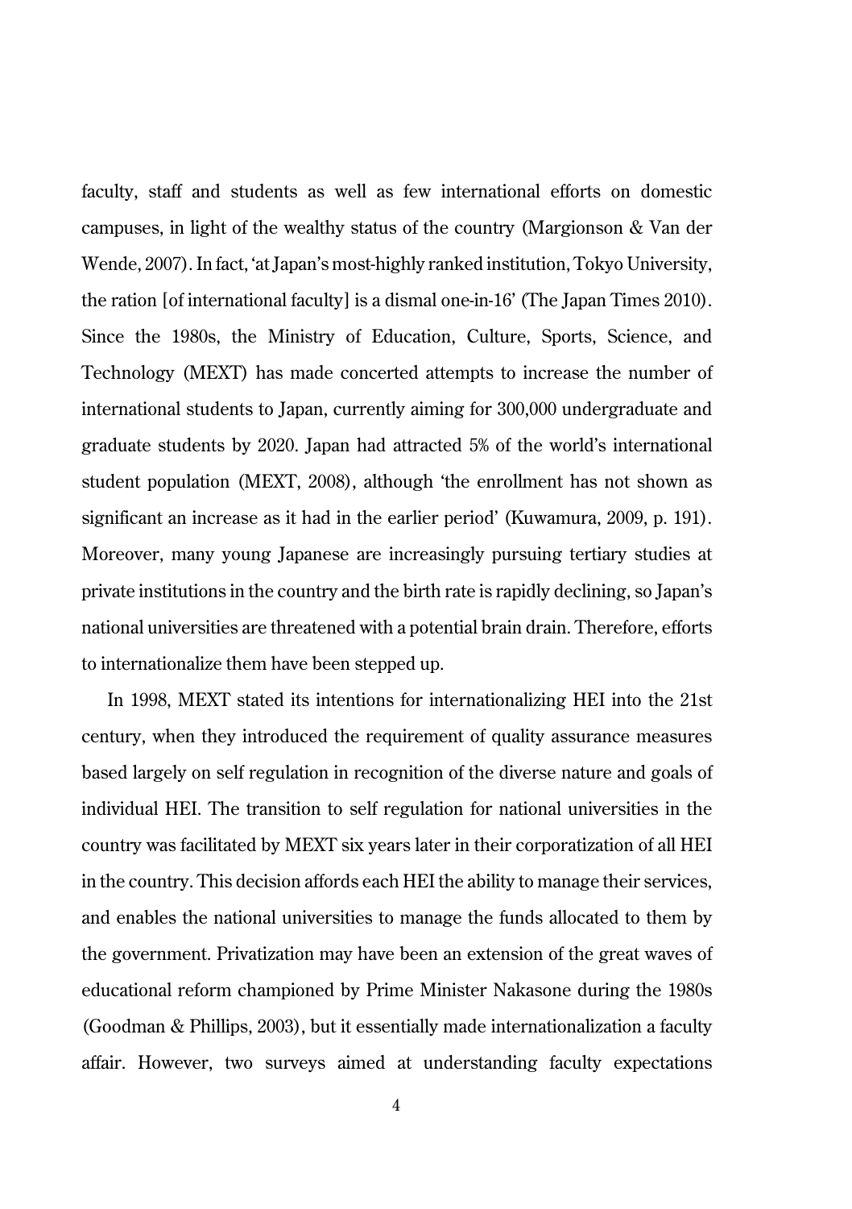faculty, staff and students as well as few international efforts on domestic campuses, in light of the wealthy status of the country (Margionson & Van der Wende, 2007). In fact, 'at Japan's most-highly ranked institution, Tokyo University, the ration [of international faculty] is a dismal one-in-16' (The Japan Times 2010). Since the 1980s, the Ministry of Education, Culture, Sports, Science, and Technology (MEXT) has made concerted attempts to increase the number of international students to Japan, currently aiming for 300,000 undergraduate and graduate students by 2020. Japan had attracted 5% of the world's international student population (MEXT, 2008), although 'the enrollment has not shown as significant an increase as it had in the earlier period' (Kuwamura, 2009, p. 191). Moreover, many young Japanese are increasingly pursuing tertiary studies at private institutions in the country and the birth rate is rapidly declining, so Japan's national universities are threatened with a potential brain drain. Therefore, efforts to internationalize them have been stepped up.

In 1998, MEXT stated its intentions for internationalizing HEI into the 21st century, when they introduced the requirement of quality assurance measures based largely on self regulation in recognition of the diverse nature and goals of individual HEI. The transition to self regulation for national universities in the country was facilitated by MEXT six years later in their corporatization of all HEI in the country. This decision affords each HEI the ability to manage their services, and enables the national universities to manage the funds allocated to them by the government. Privatization may have been an extension of the great waves of educational reform championed by Prime Minister Nakasone during the 1980s (Goodman & Phillips, 2003), but it essentially made internationalization a faculty affair. However, two surveys aimed at understanding faculty expectations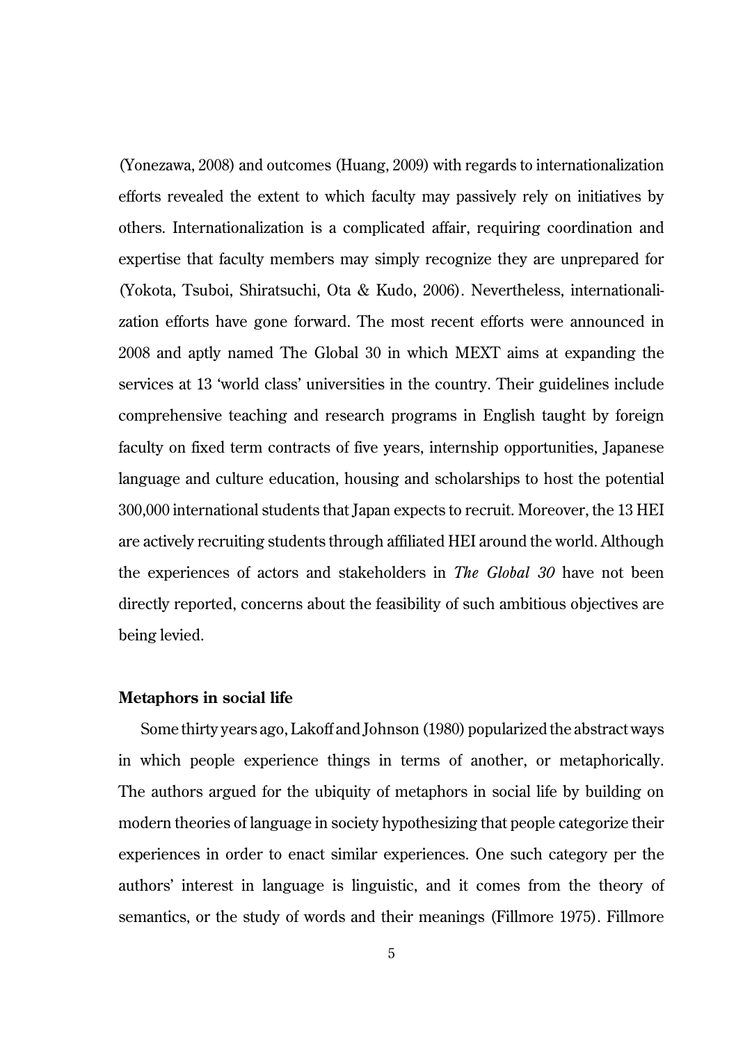(Yonezawa, 2008) and outcomes (Huang, 2009) with regards to internationalization efforts revealed the extent to which faculty may passively rely on initiatives by others. Internationalization is a complicated affair, requiring coordination and expertise that faculty members may simply recognize they are unprepared for (Yokota, Tsuboi, Shiratsuchi, Ota & Kudo, 2006). Nevertheless, internationalization efforts have gone forward. The most recent efforts were announced in 2008 and aptly named The Global 30 in which MEXT aims at expanding the services at 13 'world class' universities in the country. Their guidelines include comprehensive teaching and research programs in English taught by foreign faculty on fixed term contracts of five years, internship opportunities, Japanese language and culture education, housing and scholarships to host the potential 300,000 international students that Japan expects to recruit. Moreover, the 13 HEI are actively recruiting students through affiliated HEI around the world. Although the experiences of actors and stakeholders in *The Global 30* have not been directly reported, concerns about the feasibility of such ambitious objectives are being levied.

**Metaphors in social life**

Some thirty years ago, Lakoff and Johnson (1980) popularized the abstract ways in which people experience things in terms of another, or metaphorically. The authors argued for the ubiquity of metaphors in social life by building on modern theories of language in society hypothesizing that people categorize their experiences in order to enact similar experiences. One such category per the authors' interest in language is linguistic, and it comes from the theory of semantics, or the study of words and their meanings (Fillmore 1975). Fillmore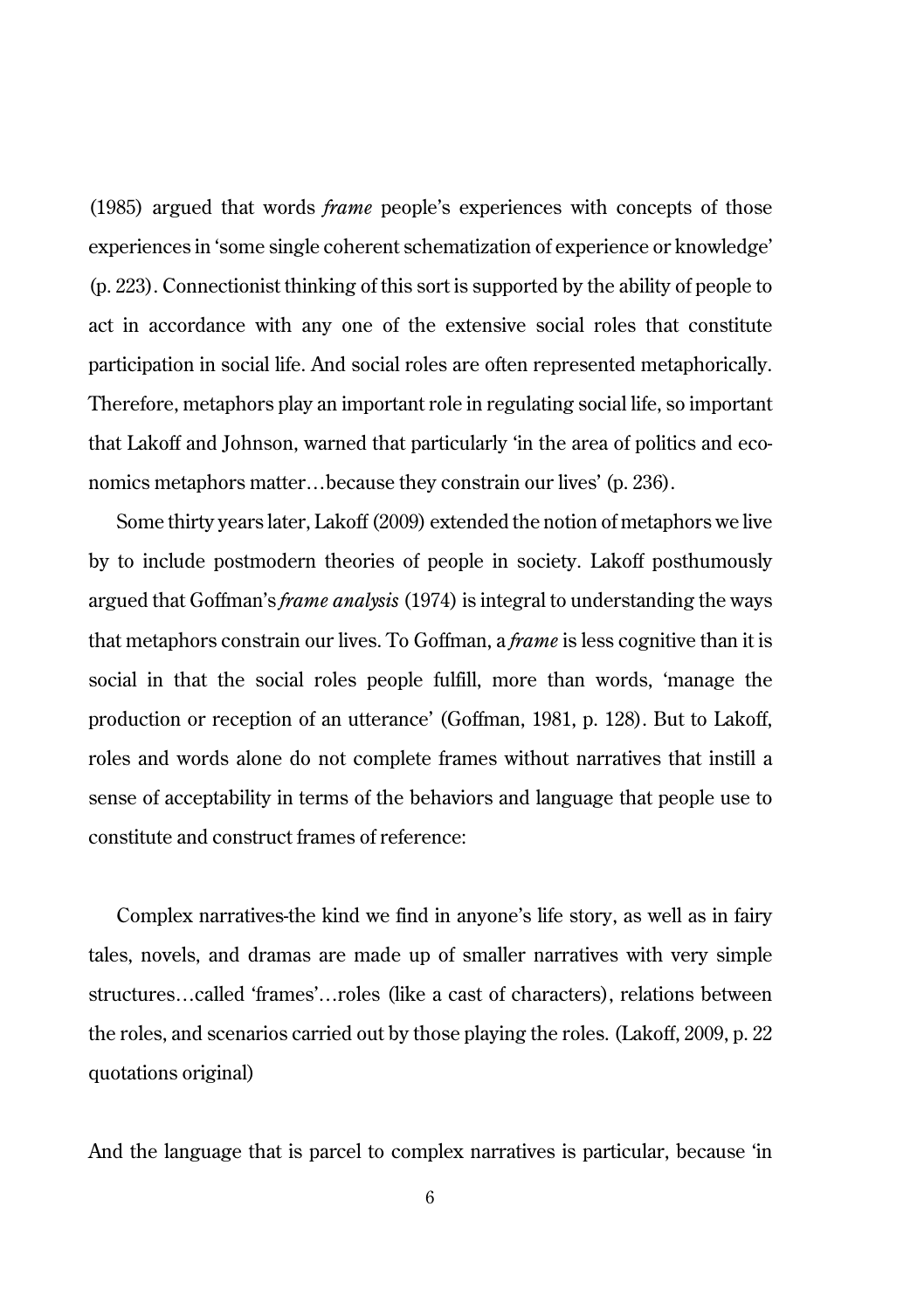(1985) argued that words *frame* people's experiences with concepts of those experiences in 'some single coherent schematization of experience or knowledge' (p. 223). Connectionist thinking of this sort is supported by the ability of people to act in accordance with any one of the extensive social roles that constitute participation in social life. And social roles are often represented metaphorically. Therefore, metaphors play an important role in regulating social life, so important that Lakoff and Johnson, warned that particularly 'in the area of politics and economics metaphors matter…because they constrain our lives' (p. 236).

Some thirty years later, Lakoff (2009) extended the notion of metaphors we live by to include postmodern theories of people in society. Lakoff posthumously argued that Goffman's *frame analysis* (1974) is integral to understanding the ways that metaphors constrain our lives. To Goffman, a *frame* is less cognitive than it is social in that the social roles people fulfill, more than words, 'manage the production or reception of an utterance' (Goffman, 1981, p. 128). But to Lakoff, roles and words alone do not complete frames without narratives that instill a sense of acceptability in terms of the behaviors and language that people use to constitute and construct frames of reference:

> Complex narratives-the kind we find in anyone's life story, as well as in fairy tales, novels, and dramas are made up of smaller narratives with very simple structures…called 'frames'…roles (like a cast of characters), relations between the roles, and scenarios carried out by those playing the roles. (Lakoff, 2009, p. 22 quotations original)

And the language that is parcel to complex narratives is particular, because 'in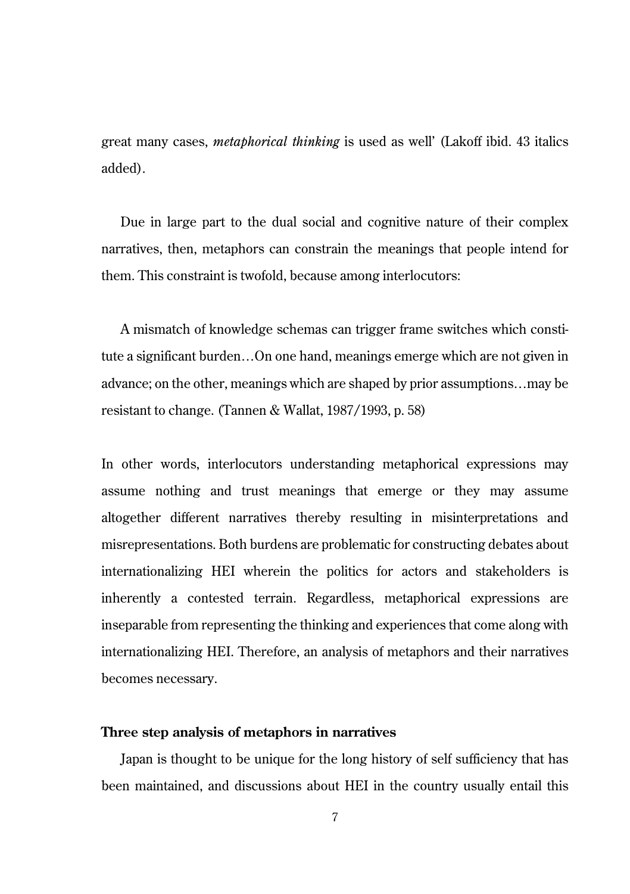great many cases, *metaphorical thinking* is used as well' (Lakoff ibid. 43 italics added).

Due in large part to the dual social and cognitive nature of their complex narratives, then, metaphors can constrain the meanings that people intend for them. This constraint is twofold, because among interlocutors:

> A mismatch of knowledge schemas can trigger frame switches which constitute a significant burden…On one hand, meanings emerge which are not given in advance; on the other, meanings which are shaped by prior assumptions…may be resistant to change. (Tannen & Wallat, 1987/1993, p. 58)

In other words, interlocutors understanding metaphorical expressions may assume nothing and trust meanings that emerge or they may assume altogether different narratives thereby resulting in misinterpretations and misrepresentations. Both burdens are problematic for constructing debates about internationalizing HEI wherein the politics for actors and stakeholders is inherently a contested terrain. Regardless, metaphorical expressions are inseparable from representing the thinking and experiences that come along with internationalizing HEI. Therefore, an analysis of metaphors and their narratives becomes necessary.

**Three step analysis of metaphors in narratives**

Japan is thought to be unique for the long history of self sufficiency that has been maintained, and discussions about HEI in the country usually entail this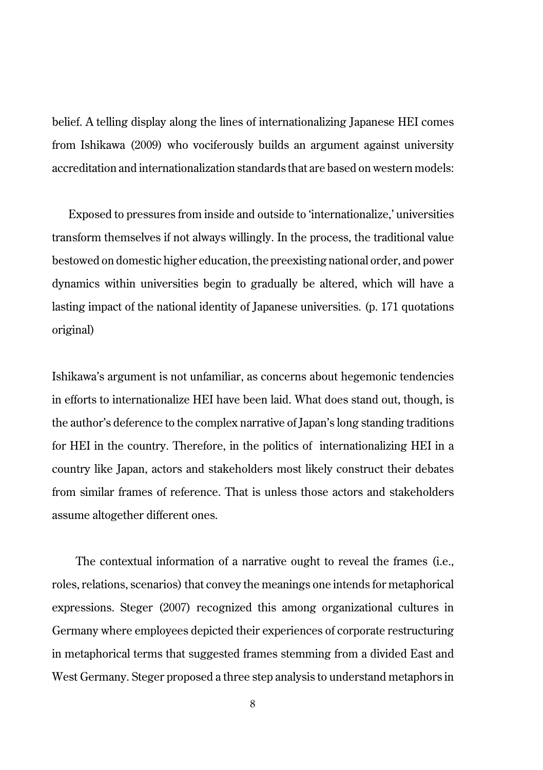belief. A telling display along the lines of internationalizing Japanese HEI comes from Ishikawa (2009) who vociferously builds an argument against university accreditation and internationalization standards that are based on western models:

> Exposed to pressures from inside and outside to 'internationalize,' universities transform themselves if not always willingly. In the process, the traditional value bestowed on domestic higher education, the preexisting national order, and power dynamics within universities begin to gradually be altered, which will have a lasting impact of the national identity of Japanese universities. (p. 171 quotations original)

Ishikawa's argument is not unfamiliar, as concerns about hegemonic tendencies in efforts to internationalize HEI have been laid. What does stand out, though, is the author's deference to the complex narrative of Japan's long standing traditions for HEI in the country. Therefore, in the politics of internationalizing HEI in a country like Japan, actors and stakeholders most likely construct their debates from similar frames of reference. That is unless those actors and stakeholders assume altogether different ones.

The contextual information of a narrative ought to reveal the frames (i.e., roles, relations, scenarios) that convey the meanings one intends for metaphorical expressions. Steger (2007) recognized this among organizational cultures in Germany where employees depicted their experiences of corporate restructuring in metaphorical terms that suggested frames stemming from a divided East and West Germany. Steger proposed a three step analysis to understand metaphors in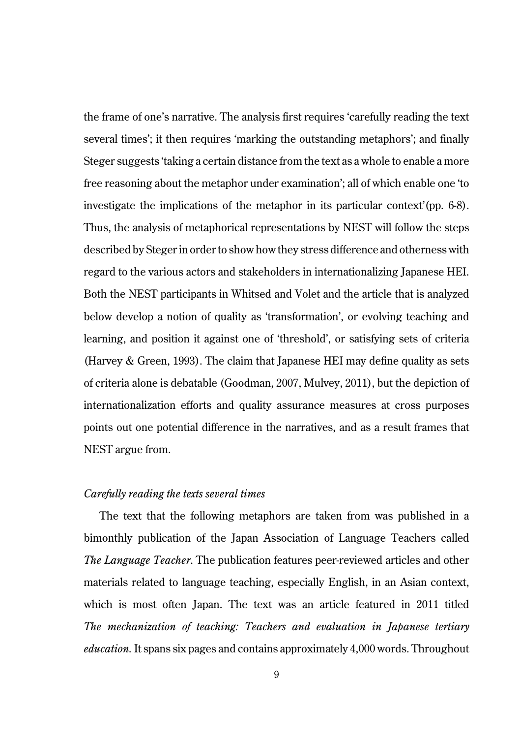the frame of one's narrative. The analysis first requires 'carefully reading the text several times'; it then requires 'marking the outstanding metaphors'; and finally Steger suggests 'taking a certain distance from the text as a whole to enable a more free reasoning about the metaphor under examination'; all of which enable one 'to investigate the implications of the metaphor in its particular context' (pp. 6-8). Thus, the analysis of metaphorical representations by NEST will follow the steps described by Steger in order to show how they stress difference and otherness with regard to the various actors and stakeholders in internationalizing Japanese HEI. Both the NEST participants in Whitsed and Volet and the article that is analyzed below develop a notion of quality as 'transformation', or evolving teaching and learning, and position it against one of 'threshold', or satisfying sets of criteria (Harvey & Green, 1993). The claim that Japanese HEI may define quality as sets of criteria alone is debatable (Goodman, 2007, Mulvey, 2011), but the depiction of internationalization efforts and quality assurance measures at cross purposes points out one potential difference in the narratives, and as a result frames that NEST argue from.

*Carefully reading the texts several times*

The text that the following metaphors are taken from was published in a bimonthly publication of the Japan Association of Language Teachers called *The Language Teacher*. The publication features peer-reviewed articles and other materials related to language teaching, especially English, in an Asian context, which is most often Japan. The text was an article featured in 2011 titled *The mechanization of teaching: Teachers and evaluation in Japanese tertiary education.* It spans six pages and contains approximately 4,000 words. Throughout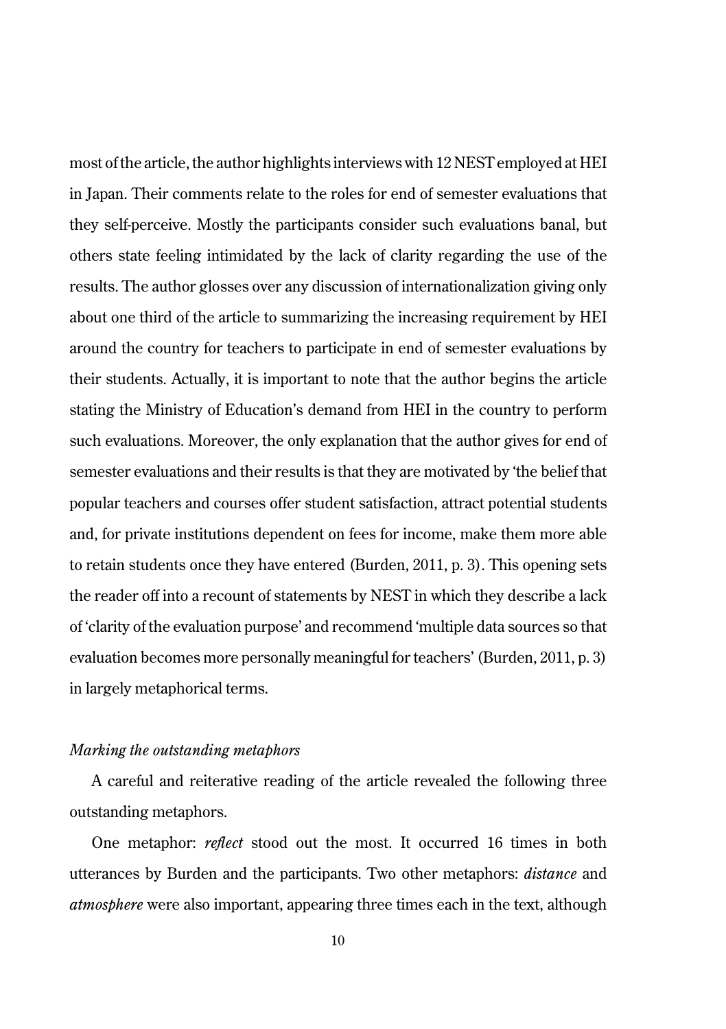most of the article, the author highlights interviews with 12 NEST employed at HEI in Japan. Their comments relate to the roles for end of semester evaluations that they self-perceive. Mostly the participants consider such evaluations banal, but others state feeling intimidated by the lack of clarity regarding the use of the results. The author glosses over any discussion of internationalization giving only about one third of the article to summarizing the increasing requirement by HEI around the country for teachers to participate in end of semester evaluations by their students. Actually, it is important to note that the author begins the article stating the Ministry of Education's demand from HEI in the country to perform such evaluations. Moreover, the only explanation that the author gives for end of semester evaluations and their results is that they are motivated by 'the belief that popular teachers and courses offer student satisfaction, attract potential students and, for private institutions dependent on fees for income, make them more able to retain students once they have entered (Burden, 2011, p. 3). This opening sets the reader off into a recount of statements by NEST in which they describe a lack of 'clarity of the evaluation purpose' and recommend 'multiple data sources so that evaluation becomes more personally meaningful for teachers' (Burden, 2011, p. 3) in largely metaphorical terms.

*Marking the outstanding metaphors*

A careful and reiterative reading of the article revealed the following three outstanding metaphors.

One metaphor: *reflect* stood out the most. It occurred 16 times in both utterances by Burden and the participants. Two other metaphors: *distance* and *atmosphere* were also important, appearing three times each in the text, although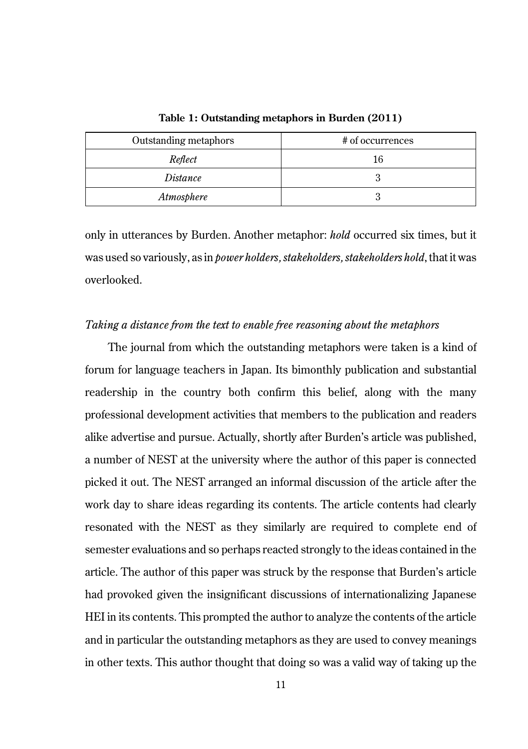**Table 1: Outstanding metaphors in Burden (2011)**

| Outstanding metaphors | # of occurrences |
| --- | --- |
| *Reflect* | 16 |
| *Distance* | 3 |
| *Atmosphere* | 3 |

only in utterances by Burden. Another metaphor: *hold* occurred six times, but it was used so variously, as in *power holders, stakeholders, stakeholders hold*, that it was overlooked.

*Taking a distance from the text to enable free reasoning about the metaphors*

The journal from which the outstanding metaphors were taken is a kind of forum for language teachers in Japan. Its bimonthly publication and substantial readership in the country both confirm this belief, along with the many professional development activities that members to the publication and readers alike advertise and pursue. Actually, shortly after Burden's article was published, a number of NEST at the university where the author of this paper is connected picked it out. The NEST arranged an informal discussion of the article after the work day to share ideas regarding its contents. The article contents had clearly resonated with the NEST as they similarly are required to complete end of semester evaluations and so perhaps reacted strongly to the ideas contained in the article. The author of this paper was struck by the response that Burden's article had provoked given the insignificant discussions of internationalizing Japanese HEI in its contents. This prompted the author to analyze the contents of the article and in particular the outstanding metaphors as they are used to convey meanings in other texts. This author thought that doing so was a valid way of taking up the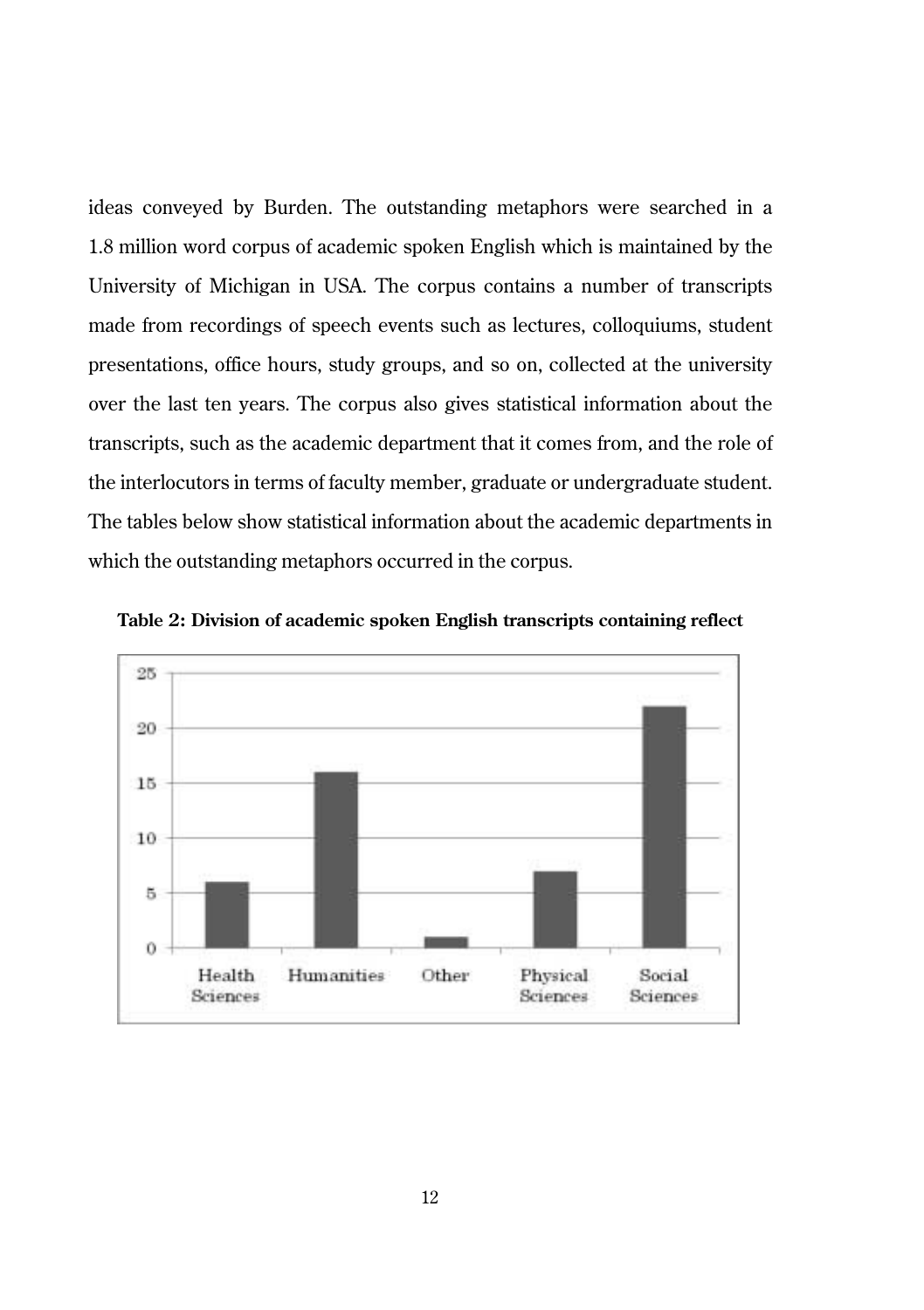ideas conveyed by Burden. The outstanding metaphors were searched in a 1.8 million word corpus of academic spoken English which is maintained by the University of Michigan in USA. The corpus contains a number of transcripts made from recordings of speech events such as lectures, colloquiums, student presentations, office hours, study groups, and so on, collected at the university over the last ten years. The corpus also gives statistical information about the transcripts, such as the academic department that it comes from, and the role of the interlocutors in terms of faculty member, graduate or undergraduate student. The tables below show statistical information about the academic departments in which the outstanding metaphors occurred in the corpus.

**Table 2: Division of academic spoken English transcripts containing reflect**

| Division | Transcripts |
| --- | --- |
| Health Sciences | 6 |
| Humanities | 16 |
| Other | 1 |
| Physical Sciences | 7 |
| Social Sciences | 22 |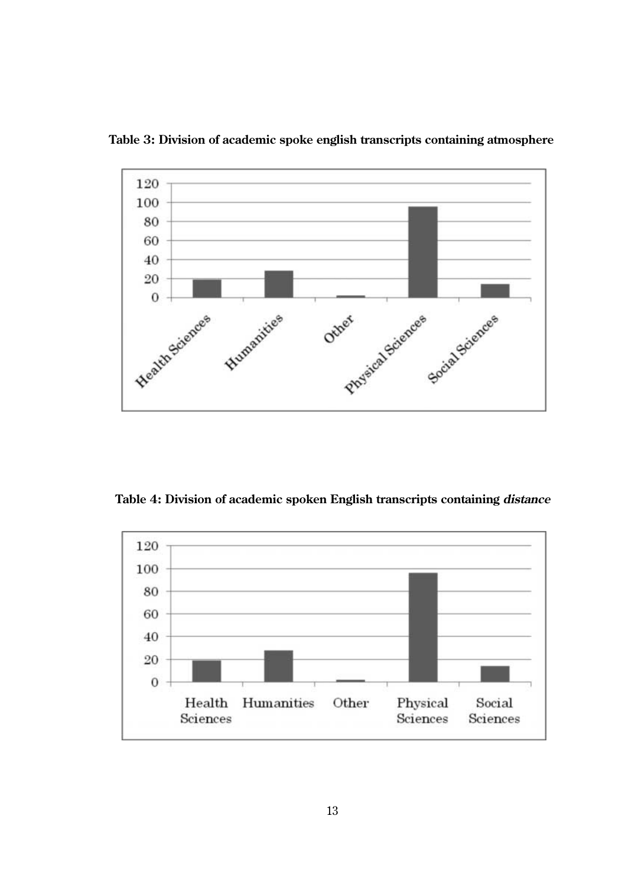**Table 3: Division of academic spoke english transcripts containing atmosphere**

**Table 4: Division of academic spoken English transcripts containing *distance***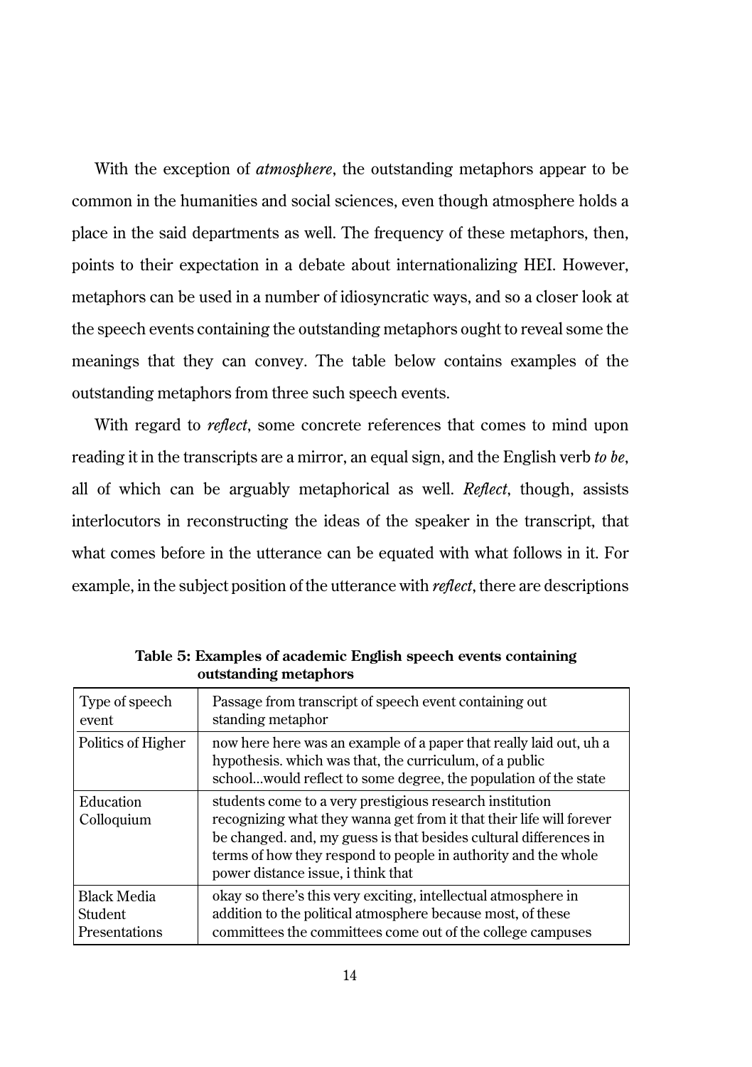With the exception of *atmosphere*, the outstanding metaphors appear to be common in the humanities and social sciences, even though atmosphere holds a place in the said departments as well. The frequency of these metaphors, then, points to their expectation in a debate about internationalizing HEI. However, metaphors can be used in a number of idiosyncratic ways, and so a closer look at the speech events containing the outstanding metaphors ought to reveal some the meanings that they can convey. The table below contains examples of the outstanding metaphors from three such speech events.

With regard to *reflect*, some concrete references that comes to mind upon reading it in the transcripts are a mirror, an equal sign, and the English verb *to be*, all of which can be arguably metaphorical as well. *Reflect*, though, assists interlocutors in reconstructing the ideas of the speaker in the transcript, that what comes before in the utterance can be equated with what follows in it. For example, in the subject position of the utterance with *reflect*, there are descriptions

**Table 5: Examples of academic English speech events containing outstanding metaphors**

| Type of speech event | Passage from transcript of speech event containing out standing metaphor |
|---|---|
| Politics of Higher | now here here was an example of a paper that really laid out, uh a hypothesis. which was that, the curriculum, of a public school...would reflect to some degree, the population of the state |
| Education Colloquium | students come to a very prestigious research institution recognizing what they wanna get from it that their life will forever be changed. and, my guess is that besides cultural differences in terms of how they respond to people in authority and the whole power distance issue, i think that |
| Black Media Student Presentations | okay so there's this very exciting, intellectual atmosphere in addition to the political atmosphere because most, of these committees the committees come out of the college campuses |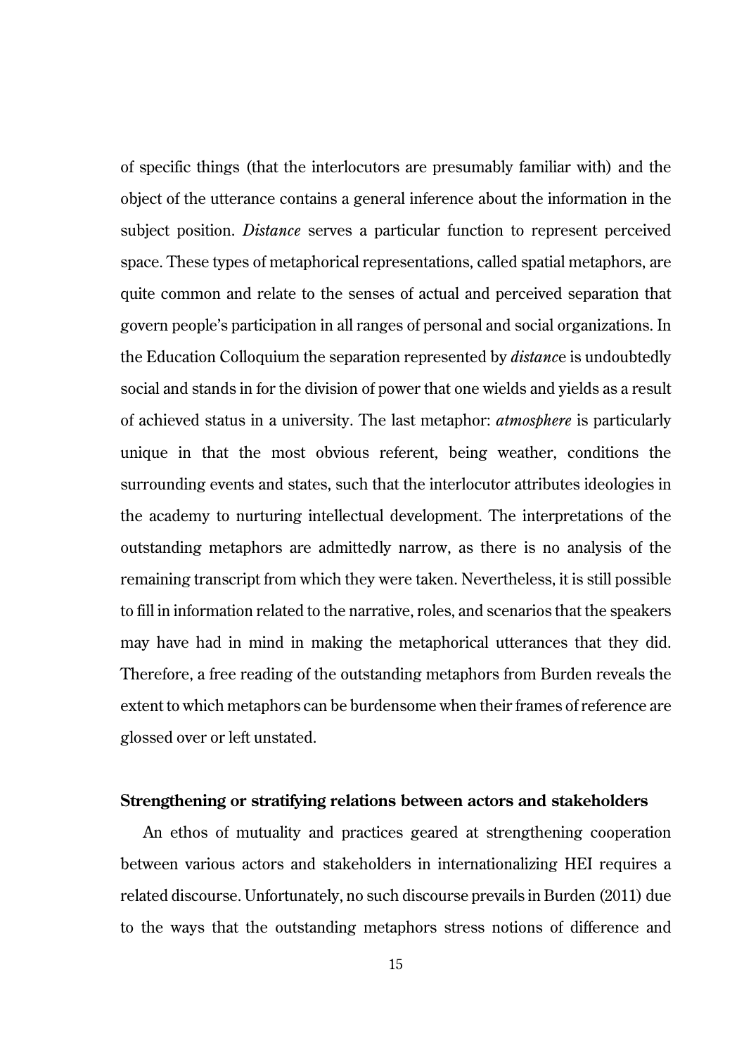of specific things (that the interlocutors are presumably familiar with) and the object of the utterance contains a general inference about the information in the subject position. *Distance* serves a particular function to represent perceived space. These types of metaphorical representations, called spatial metaphors, are quite common and relate to the senses of actual and perceived separation that govern people's participation in all ranges of personal and social organizations. In the Education Colloquium the separation represented by *distanc*e is undoubtedly social and stands in for the division of power that one wields and yields as a result of achieved status in a university. The last metaphor: *atmosphere* is particularly unique in that the most obvious referent, being weather, conditions the surrounding events and states, such that the interlocutor attributes ideologies in the academy to nurturing intellectual development. The interpretations of the outstanding metaphors are admittedly narrow, as there is no analysis of the remaining transcript from which they were taken. Nevertheless, it is still possible to fill in information related to the narrative, roles, and scenarios that the speakers may have had in mind in making the metaphorical utterances that they did. Therefore, a free reading of the outstanding metaphors from Burden reveals the extent to which metaphors can be burdensome when their frames of reference are glossed over or left unstated.

**Strengthening or stratifying relations between actors and stakeholders**

An ethos of mutuality and practices geared at strengthening cooperation between various actors and stakeholders in internationalizing HEI requires a related discourse. Unfortunately, no such discourse prevails in Burden (2011) due to the ways that the outstanding metaphors stress notions of difference and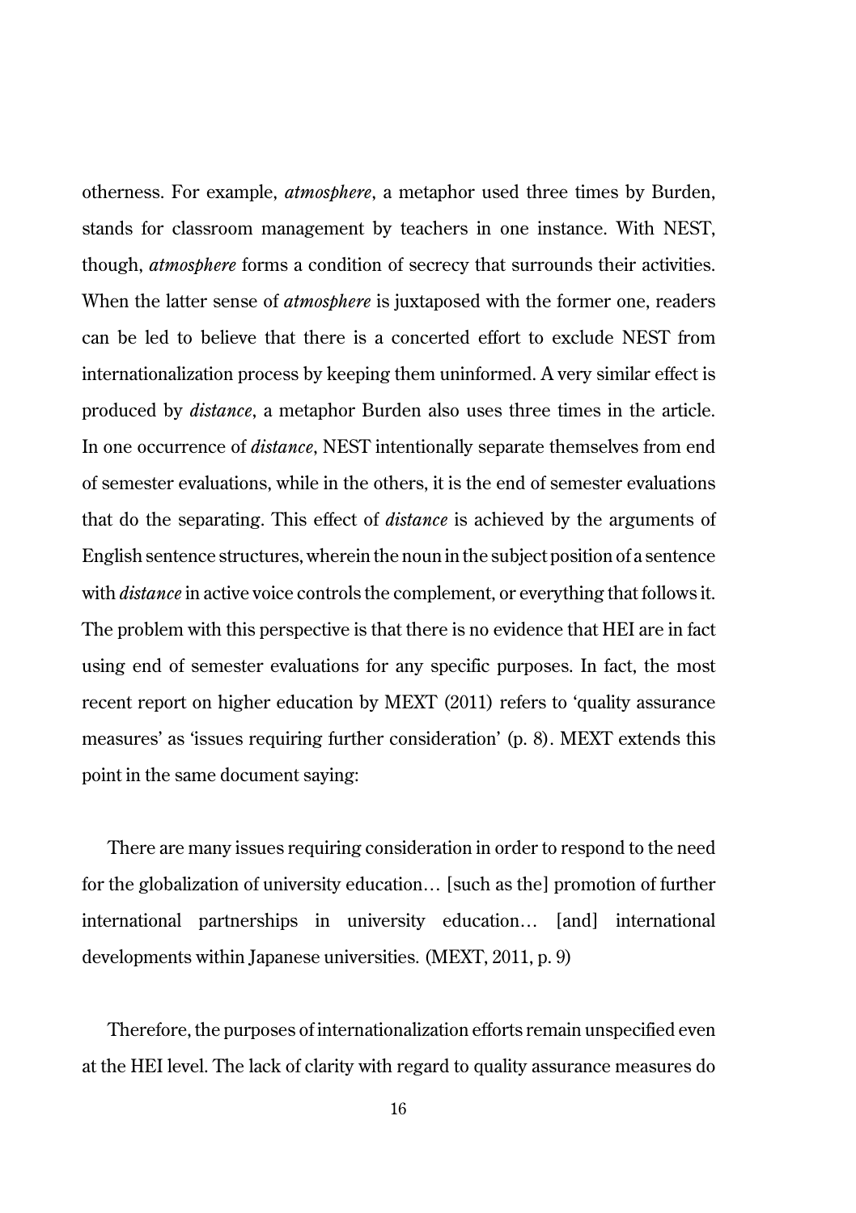otherness. For example, *atmosphere*, a metaphor used three times by Burden, stands for classroom management by teachers in one instance. With NEST, though, *atmosphere* forms a condition of secrecy that surrounds their activities. When the latter sense of *atmosphere* is juxtaposed with the former one, readers can be led to believe that there is a concerted effort to exclude NEST from internationalization process by keeping them uninformed. A very similar effect is produced by *distance*, a metaphor Burden also uses three times in the article. In one occurrence of *distance*, NEST intentionally separate themselves from end of semester evaluations, while in the others, it is the end of semester evaluations that do the separating. This effect of *distance* is achieved by the arguments of English sentence structures, wherein the noun in the subject position of a sentence with *distance* in active voice controls the complement, or everything that follows it. The problem with this perspective is that there is no evidence that HEI are in fact using end of semester evaluations for any specific purposes. In fact, the most recent report on higher education by MEXT (2011) refers to 'quality assurance measures' as 'issues requiring further consideration' (p. 8). MEXT extends this point in the same document saying:

> There are many issues requiring consideration in order to respond to the need for the globalization of university education… [such as the] promotion of further international partnerships in university education… [and] international developments within Japanese universities. (MEXT, 2011, p. 9)

Therefore, the purposes of internationalization efforts remain unspecified even at the HEI level. The lack of clarity with regard to quality assurance measures do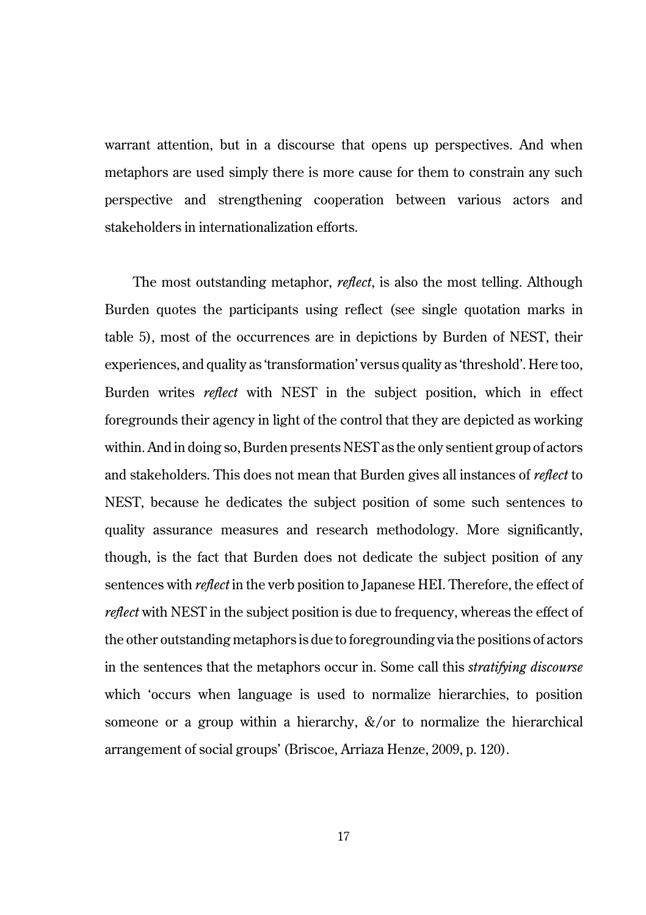warrant attention, but in a discourse that opens up perspectives. And when metaphors are used simply there is more cause for them to constrain any such perspective and strengthening cooperation between various actors and stakeholders in internationalization efforts.

The most outstanding metaphor, *reflect*, is also the most telling. Although Burden quotes the participants using reflect (see single quotation marks in table 5), most of the occurrences are in depictions by Burden of NEST, their experiences, and quality as 'transformation' versus quality as 'threshold'. Here too, Burden writes *reflect* with NEST in the subject position, which in effect foregrounds their agency in light of the control that they are depicted as working within. And in doing so, Burden presents NEST as the only sentient group of actors and stakeholders. This does not mean that Burden gives all instances of *reflect* to NEST, because he dedicates the subject position of some such sentences to quality assurance measures and research methodology. More significantly, though, is the fact that Burden does not dedicate the subject position of any sentences with *reflect* in the verb position to Japanese HEI. Therefore, the effect of *reflect* with NEST in the subject position is due to frequency, whereas the effect of the other outstanding metaphors is due to foregrounding via the positions of actors in the sentences that the metaphors occur in. Some call this *stratifying discourse* which 'occurs when language is used to normalize hierarchies, to position someone or a group within a hierarchy, &/or to normalize the hierarchical arrangement of social groups' (Briscoe, Arriaza Henze, 2009, p. 120).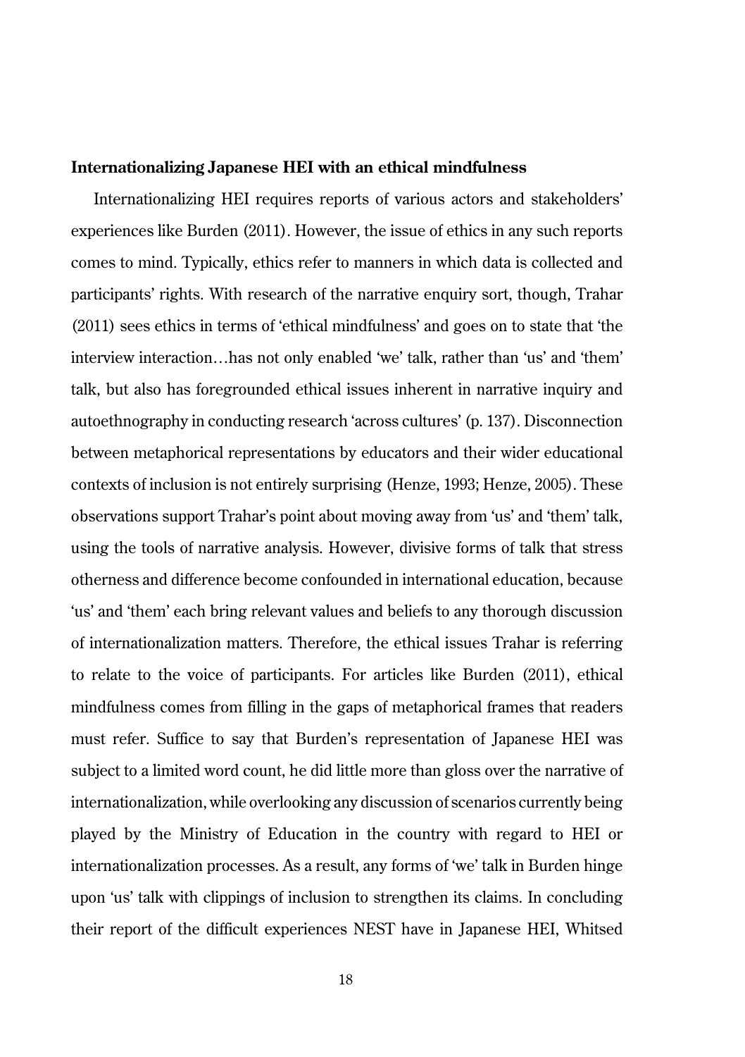**Internationalizing Japanese HEI with an ethical mindfulness**

Internationalizing HEI requires reports of various actors and stakeholders' experiences like Burden (2011). However, the issue of ethics in any such reports comes to mind. Typically, ethics refer to manners in which data is collected and participants' rights. With research of the narrative enquiry sort, though, Trahar (2011) sees ethics in terms of 'ethical mindfulness' and goes on to state that 'the interview interaction…has not only enabled 'we' talk, rather than 'us' and 'them' talk, but also has foregrounded ethical issues inherent in narrative inquiry and autoethnography in conducting research 'across cultures' (p. 137). Disconnection between metaphorical representations by educators and their wider educational contexts of inclusion is not entirely surprising (Henze, 1993; Henze, 2005). These observations support Trahar's point about moving away from 'us' and 'them' talk, using the tools of narrative analysis. However, divisive forms of talk that stress otherness and difference become confounded in international education, because 'us' and 'them' each bring relevant values and beliefs to any thorough discussion of internationalization matters. Therefore, the ethical issues Trahar is referring to relate to the voice of participants. For articles like Burden (2011), ethical mindfulness comes from filling in the gaps of metaphorical frames that readers must refer. Suffice to say that Burden's representation of Japanese HEI was subject to a limited word count, he did little more than gloss over the narrative of internationalization, while overlooking any discussion of scenarios currently being played by the Ministry of Education in the country with regard to HEI or internationalization processes. As a result, any forms of 'we' talk in Burden hinge upon 'us' talk with clippings of inclusion to strengthen its claims. In concluding their report of the difficult experiences NEST have in Japanese HEI, Whitsed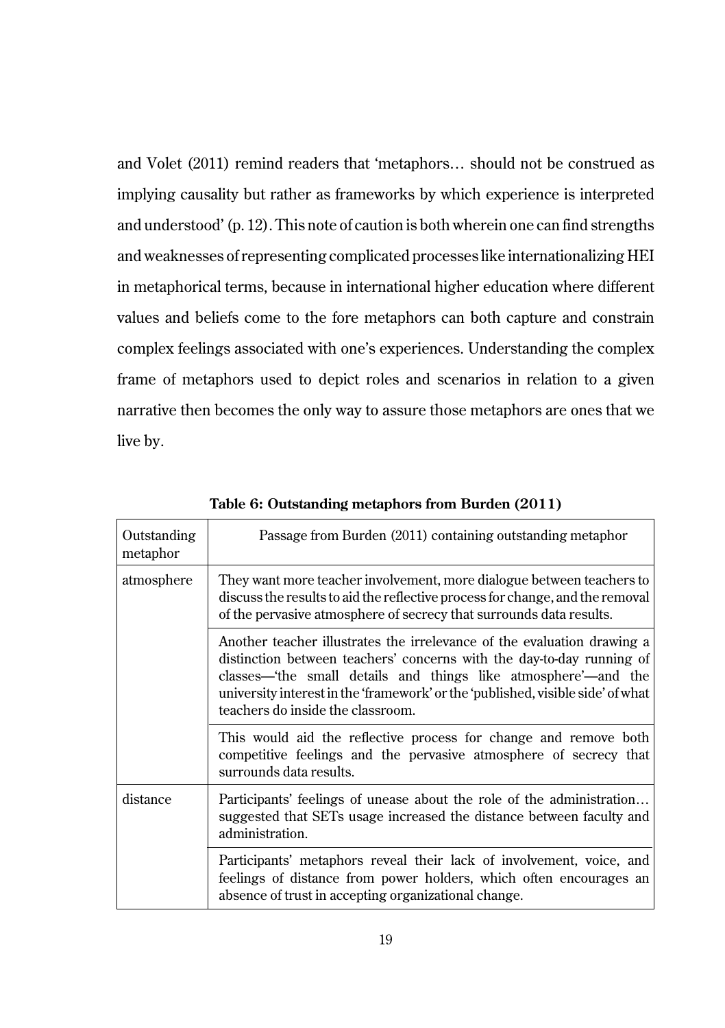and Volet (2011) remind readers that 'metaphors… should not be construed as implying causality but rather as frameworks by which experience is interpreted and understood' (p. 12). This note of caution is both wherein one can find strengths and weaknesses of representing complicated processes like internationalizing HEI in metaphorical terms, because in international higher education where different values and beliefs come to the fore metaphors can both capture and constrain complex feelings associated with one's experiences. Understanding the complex frame of metaphors used to depict roles and scenarios in relation to a given narrative then becomes the only way to assure those metaphors are ones that we live by.

**Table 6: Outstanding metaphors from Burden (2011)**

| Outstanding metaphor | Passage from Burden (2011) containing outstanding metaphor |
|---|---|
| atmosphere | They want more teacher involvement, more dialogue between teachers to discuss the results to aid the reflective process for change, and the removal of the pervasive atmosphere of secrecy that surrounds data results. |
| | Another teacher illustrates the irrelevance of the evaluation drawing a distinction between teachers' concerns with the day-to-day running of classes—'the small details and things like atmosphere'—and the university interest in the 'framework' or the 'published, visible side' of what teachers do inside the classroom. |
| | This would aid the reflective process for change and remove both competitive feelings and the pervasive atmosphere of secrecy that surrounds data results. |
| distance | Participants' feelings of unease about the role of the administration… suggested that SETs usage increased the distance between faculty and administration. |
| | Participants' metaphors reveal their lack of involvement, voice, and feelings of distance from power holders, which often encourages an absence of trust in accepting organizational change. |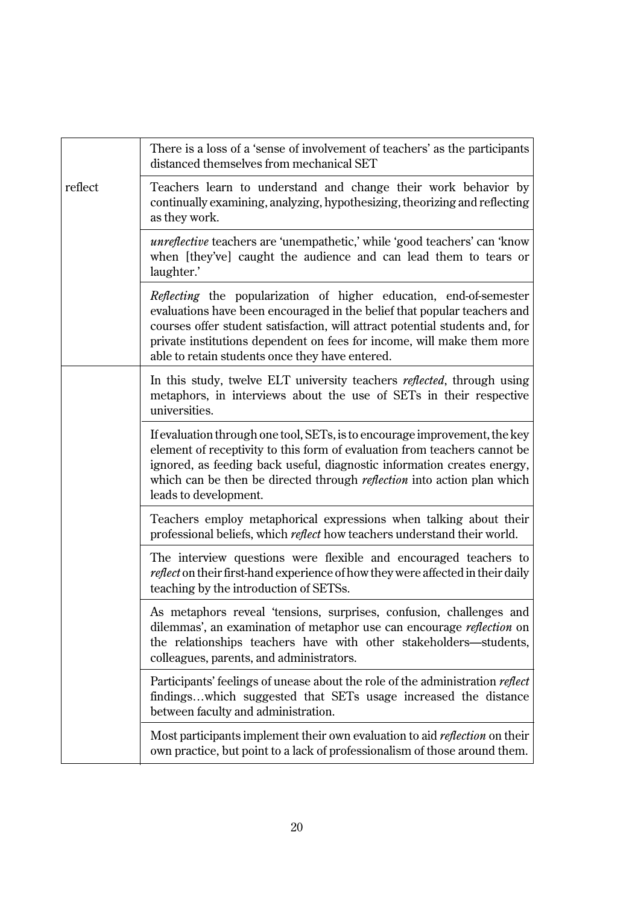| | |
|---|---|
| | There is a loss of a 'sense of involvement of teachers' as the participants distanced themselves from mechanical SET |
| reflect | Teachers learn to understand and change their work behavior by continually examining, analyzing, hypothesizing, theorizing and reflecting as they work. |
| | *unreflective* teachers are 'unempathetic,' while 'good teachers' can 'know when [they've] caught the audience and can lead them to tears or laughter.' |
| | *Reflecting* the popularization of higher education, end-of-semester evaluations have been encouraged in the belief that popular teachers and courses offer student satisfaction, will attract potential students and, for private institutions dependent on fees for income, will make them more able to retain students once they have entered. |
| | In this study, twelve ELT university teachers *reflected*, through using metaphors, in interviews about the use of SETs in their respective universities. |
| | If evaluation through one tool, SETs, is to encourage improvement, the key element of receptivity to this form of evaluation from teachers cannot be ignored, as feeding back useful, diagnostic information creates energy, which can be then be directed through *reflection* into action plan which leads to development. |
| | Teachers employ metaphorical expressions when talking about their professional beliefs, which *reflect* how teachers understand their world. |
| | The interview questions were flexible and encouraged teachers to *reflect* on their first-hand experience of how they were affected in their daily teaching by the introduction of SETSs. |
| | As metaphors reveal 'tensions, surprises, confusion, challenges and dilemmas', an examination of metaphor use can encourage *reflection* on the relationships teachers have with other stakeholders—students, colleagues, parents, and administrators. |
| | Participants' feelings of unease about the role of the administration *reflect* findings…which suggested that SETs usage increased the distance between faculty and administration. |
| | Most participants implement their own evaluation to aid *reflection* on their own practice, but point to a lack of professionalism of those around them. |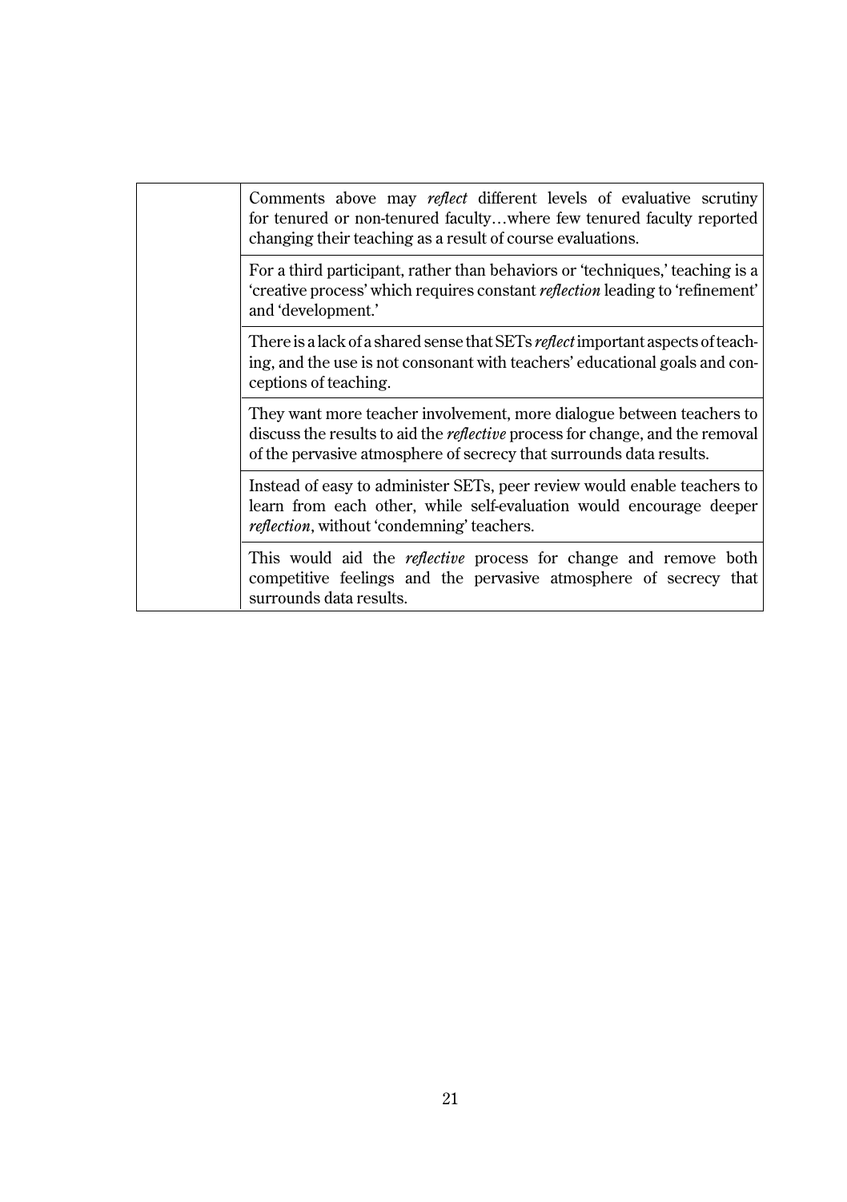| | |
|---|---|
| | Comments above may *reflect* different levels of evaluative scrutiny for tenured or non-tenured faculty…where few tenured faculty reported changing their teaching as a result of course evaluations. |
| | For a third participant, rather than behaviors or 'techniques,' teaching is a 'creative process' which requires constant *reflection* leading to 'refinement' and 'development.' |
| | There is a lack of a shared sense that SETs *reflect* important aspects of teaching, and the use is not consonant with teachers' educational goals and conceptions of teaching. |
| | They want more teacher involvement, more dialogue between teachers to discuss the results to aid the *reflective* process for change, and the removal of the pervasive atmosphere of secrecy that surrounds data results. |
| | Instead of easy to administer SETs, peer review would enable teachers to learn from each other, while self-evaluation would encourage deeper *reflection*, without 'condemning' teachers. |
| | This would aid the *reflective* process for change and remove both competitive feelings and the pervasive atmosphere of secrecy that surrounds data results. |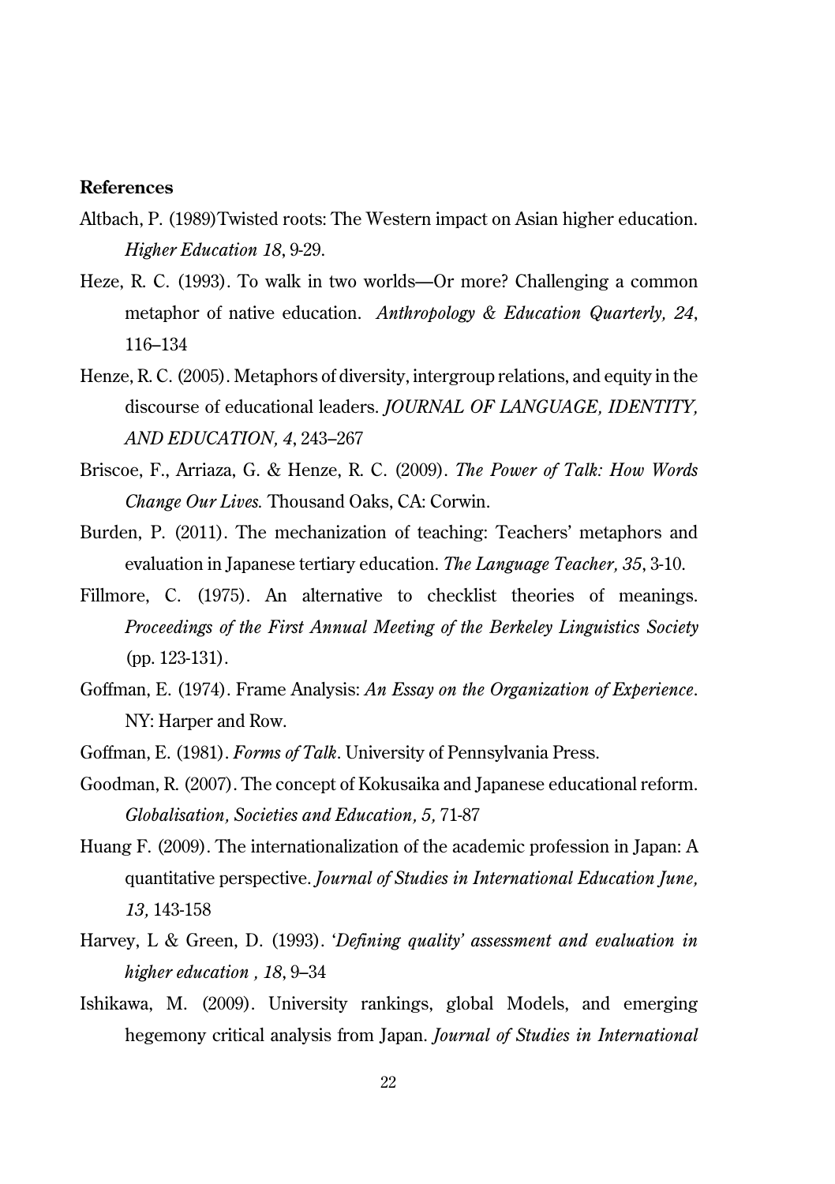**References**

Altbach, P. (1989)Twisted roots: The Western impact on Asian higher education. *Higher Education 18*, 9-29.

Heze, R. C. (1993). To walk in two worlds—Or more? Challenging a common metaphor of native education. *Anthropology & Education Quarterly, 24*, 116–134

Henze, R. C. (2005). Metaphors of diversity, intergroup relations, and equity in the discourse of educational leaders. *JOURNAL OF LANGUAGE, IDENTITY, AND EDUCATION, 4*, 243–267

Briscoe, F., Arriaza, G. & Henze, R. C. (2009). *The Power of Talk: How Words Change Our Lives.* Thousand Oaks, CA: Corwin.

Burden, P. (2011). The mechanization of teaching: Teachers' metaphors and evaluation in Japanese tertiary education. *The Language Teacher, 35*, 3-10.

Fillmore, C. (1975). An alternative to checklist theories of meanings. *Proceedings of the First Annual Meeting of the Berkeley Linguistics Society* (pp. 123-131).

Goffman, E. (1974). Frame Analysis: *An Essay on the Organization of Experience*. NY: Harper and Row.

Goffman, E. (1981). *Forms of Talk*. University of Pennsylvania Press.

Goodman, R. (2007). The concept of Kokusaika and Japanese educational reform. *Globalisation, Societies and Education, 5,* 71-87

Huang F. (2009). The internationalization of the academic profession in Japan: A quantitative perspective. *Journal of Studies in International Education June, 13,* 143-158

Harvey, L & Green, D. (1993). '*Defining quality' assessment and evaluation in higher education , 18*, 9–34

Ishikawa, M. (2009). University rankings, global Models, and emerging hegemony critical analysis from Japan. *Journal of Studies in International*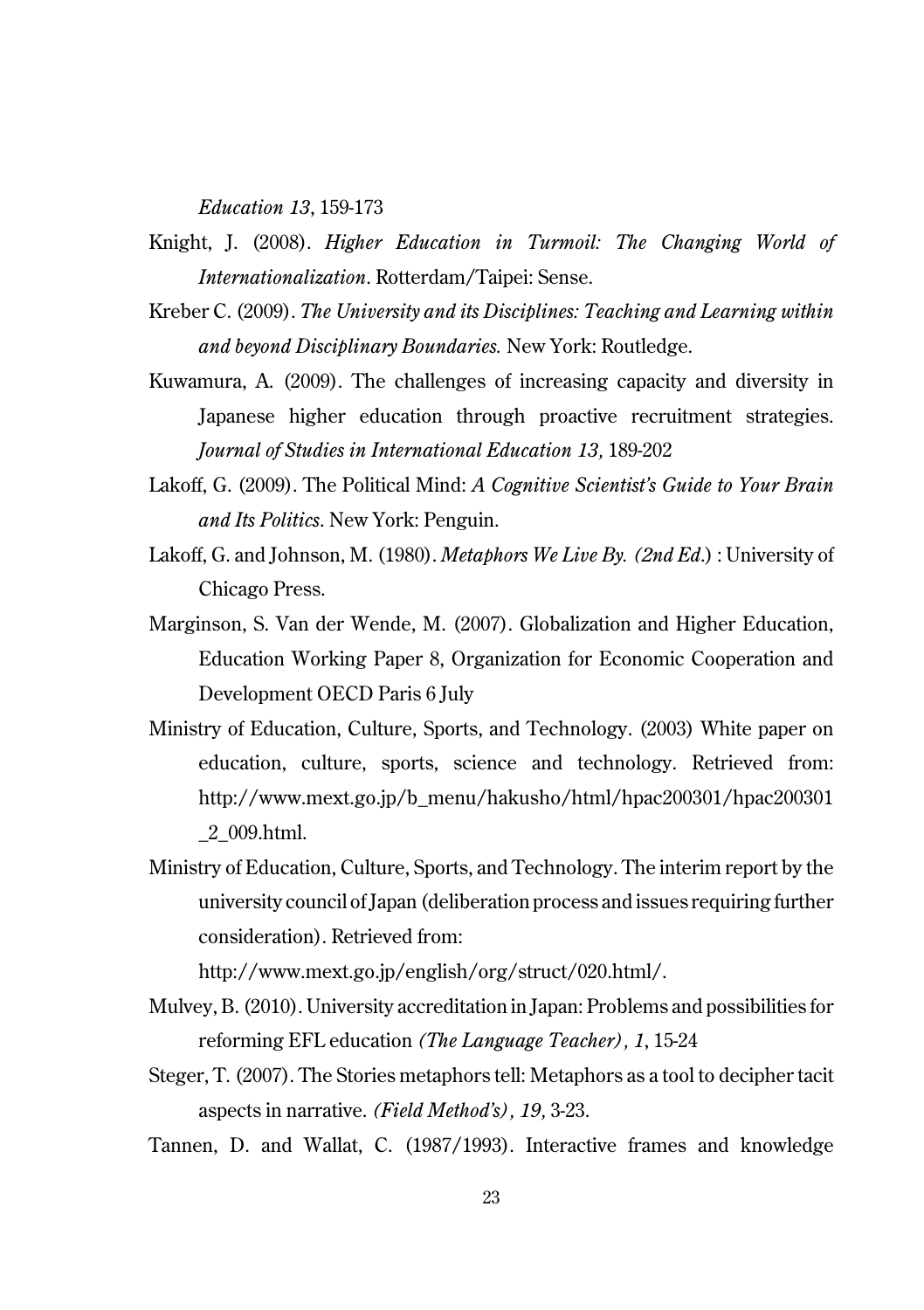*Education 13*, 159-173

Knight, J. (2008). *Higher Education in Turmoil: The Changing World of Internationalization*. Rotterdam/Taipei: Sense.

Kreber C. (2009). *The University and its Disciplines: Teaching and Learning within and beyond Disciplinary Boundaries.* New York: Routledge.

Kuwamura, A. (2009). The challenges of increasing capacity and diversity in Japanese higher education through proactive recruitment strategies. *Journal of Studies in International Education 13,* 189-202

Lakoff, G. (2009). The Political Mind: *A Cognitive Scientist's Guide to Your Brain and Its Politics*. New York: Penguin.

Lakoff, G. and Johnson, M. (1980). *Metaphors We Live By. (2nd Ed.*) : University of Chicago Press.

Marginson, S. Van der Wende, M. (2007). Globalization and Higher Education, Education Working Paper 8, Organization for Economic Cooperation and Development OECD Paris 6 July

Ministry of Education, Culture, Sports, and Technology. (2003) White paper on education, culture, sports, science and technology. Retrieved from: http://www.mext.go.jp/b_menu/hakusho/html/hpac200301/hpac200301_2_009.html.

Ministry of Education, Culture, Sports, and Technology. The interim report by the university council of Japan (deliberation process and issues requiring further consideration). Retrieved from:
http://www.mext.go.jp/english/org/struct/020.html/.

Mulvey, B. (2010). University accreditation in Japan: Problems and possibilities for reforming EFL education *(The Language Teacher), 1*, 15-24

Steger, T. (2007). The Stories metaphors tell: Metaphors as a tool to decipher tacit aspects in narrative. *(Field Method's), 19,* 3-23.

Tannen, D. and Wallat, C. (1987/1993). Interactive frames and knowledge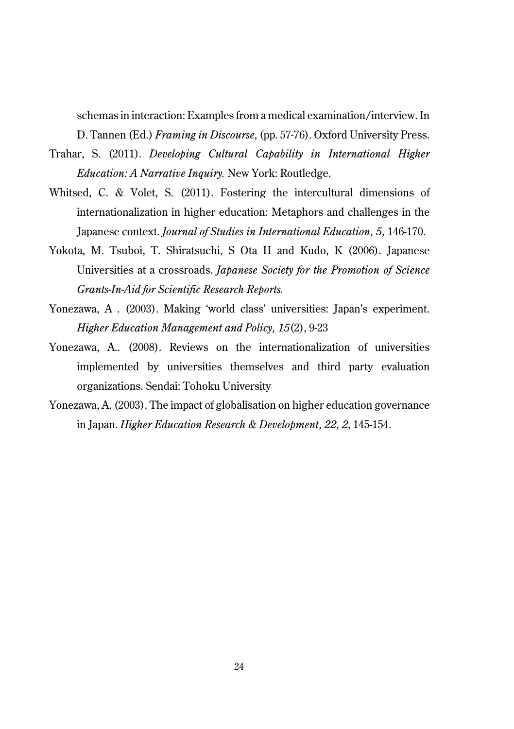schemas in interaction: Examples from a medical examination/interview. In D. Tannen (Ed.) *Framing in Discourse*, (pp. 57-76). Oxford University Press.

Trahar, S. (2011). *Developing Cultural Capability in International Higher Education: A Narrative Inquiry.* New York: Routledge.

Whitsed, C. & Volet, S. (2011). Fostering the intercultural dimensions of internationalization in higher education: Metaphors and challenges in the Japanese context. *Journal of Studies in International Education, 5,* 146-170.

Yokota, M. Tsuboi, T. Shiratsuchi, S Ota H and Kudo, K (2006). Japanese Universities at a crossroads. *Japanese Society for the Promotion of Science Grants-In-Aid for Scientific Research Reports.*

Yonezawa, A . (2003). Making 'world class' universities: Japan's experiment. *Higher Education Management and Policy, 15*(2), 9-23

Yonezawa, A.. (2008). Reviews on the internationalization of universities implemented by universities themselves and third party evaluation organizations. Sendai: Tohoku University

Yonezawa, A. (2003). The impact of globalisation on higher education governance in Japan. *Higher Education Research & Development, 22, 2*, 145-154.